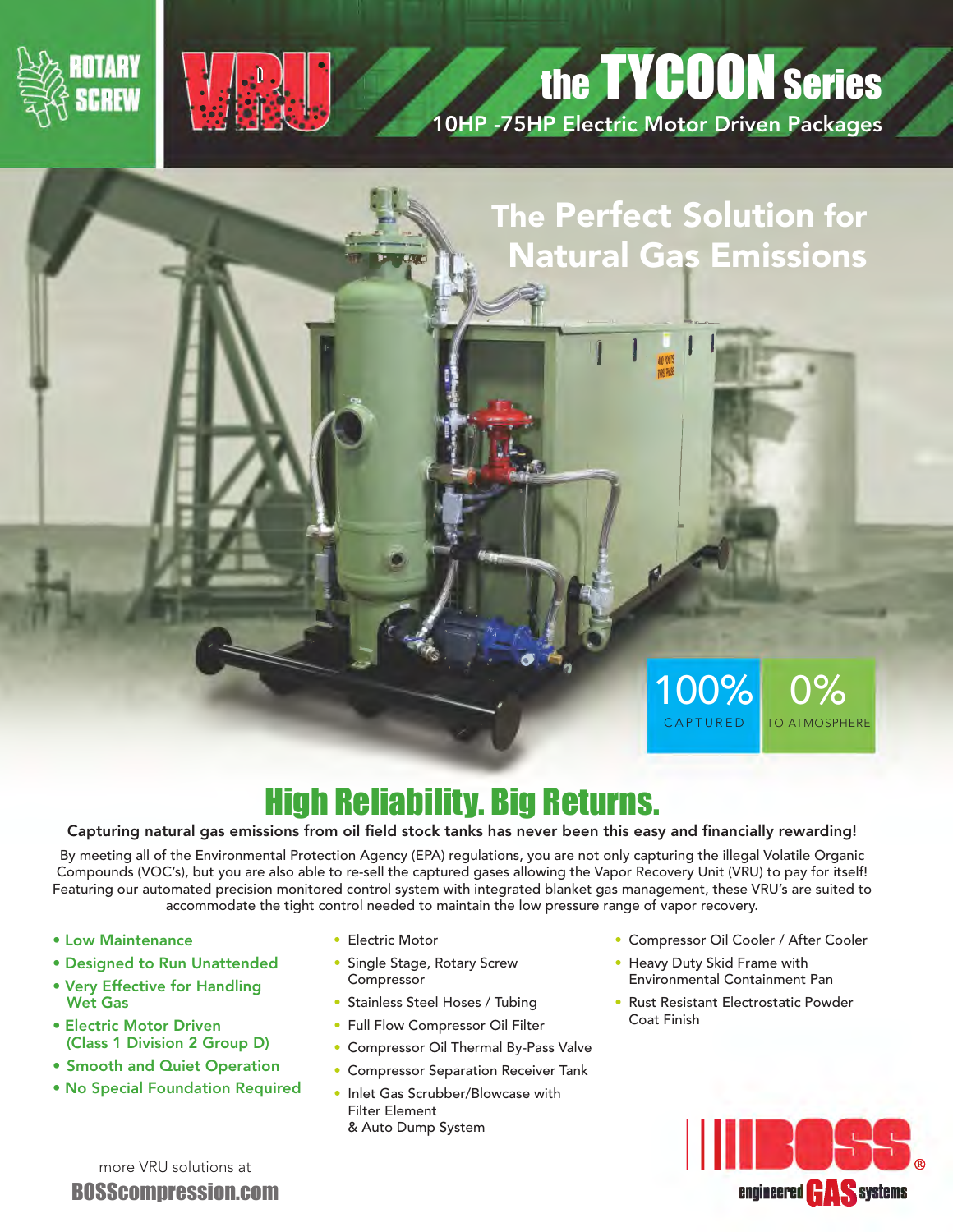ROTARY SCREW

VRU

# the TYCOON Series

10HP -75HP Electric Motor Driven Packages

## The Perfect Solution for Natural Gas Emissions

100% CAPTURED

0% TO ATMOSPHERE

## High Reliability. Big Returns.

**Capturing natural gas emissions from oil field stock tanks has never been this easy and financially rewarding!**

By meeting all of the Environmental Protection Agency (EPA) regulations, you are not only capturing the illegal Volatile Organic Compounds (VOC's), but you are also able to re-sell the captured gases allowing the Vapor Recovery Unit (VRU) to pay for itself! Featuring our automated precision monitored control system with integrated blanket gas management, these VRU's are suited to accommodate the tight control needed to maintain the low pressure range of vapor recovery.

- Low Maintenance
- Designed to Run Unattended
- Very Effective for Handling Wet Gas
- Electric Motor Driven (Class 1 Division 2 Group D)
- Smooth and Quiet Operation
- No Special Foundation Required

- Electric Motor
- Single Stage, Rotary Screw Compressor
- Stainless Steel Hoses / Tubing
- Full Flow Compressor Oil Filter
- Compressor Oil Thermal By-Pass Valve
- Compressor Separation Receiver Tank
- Inlet Gas Scrubber/Blowcase with Filter Element & Auto Dump System

- Compressor Oil Cooler / After Cooler
- Heavy Duty Skid Frame with Environmental Containment Pan
- Rust Resistant Electrostatic Powder Coat Finish

more VRU solutions at

**BOSScompression.com**

BOSS® engineered GAS systems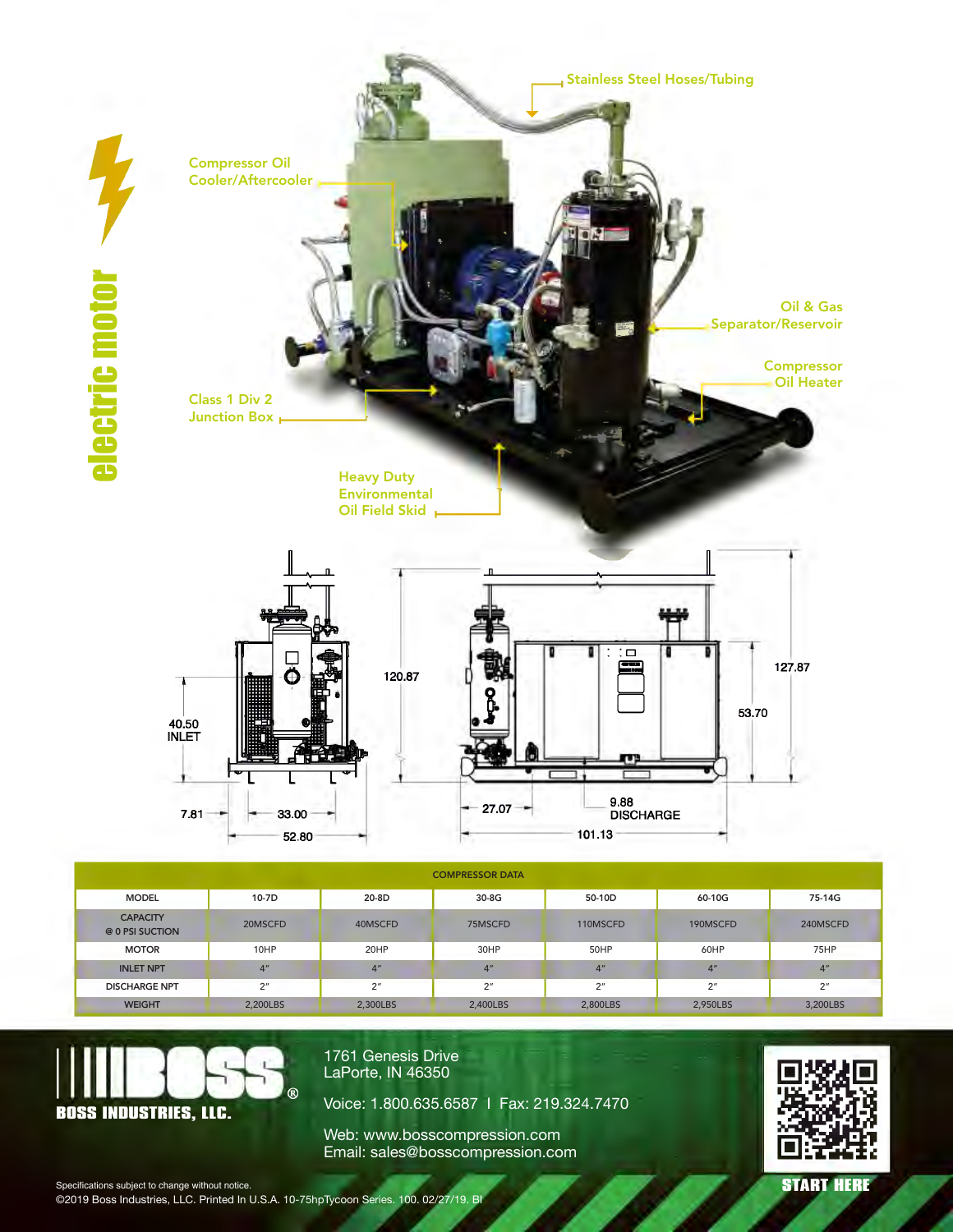electric motor

Stainless Steel Hoses/Tubing

Compressor Oil Cooler/Aftercooler

Oil & Gas Separator/Reservoir

Compressor Oil Heater

Class 1 Div 2 Junction Box

Heavy Duty Environmental Oil Field Skid

40.50 INLET

7.81

33.00

52.80

120.87

27.07

9.88 DISCHARGE

101.13

53.70

127.87

| COMPRESSOR DATA | | | | | | |
|---|---|---|---|---|---|---|
| MODEL | 10-7D | 20-8D | 30-8G | 50-10D | 60-10G | 75-14G |
| CAPACITY @ 0 PSI SUCTION | 20MSCFD | 40MSCFD | 75MSCFD | 110MSCFD | 190MSCFD | 240MSCFD |
| MOTOR | 10HP | 20HP | 30HP | 50HP | 60HP | 75HP |
| INLET NPT | 4" | 4" | 4" | 4" | 4" | 4" |
| DISCHARGE NPT | 2" | 2" | 2" | 2" | 2" | 2" |
| WEIGHT | 2,200LBS | 2,300LBS | 2,400LBS | 2,800LBS | 2,950LBS | 3,200LBS |

**BOSS INDUSTRIES, LLC.**

1761 Genesis Drive
LaPorte, IN 46350

Voice: 1.800.635.6587 | Fax: 219.324.7470

Web: www.bosscompression.com
Email: sales@bosscompression.com

START HERE

Specifications subject to change without notice.
©2019 Boss Industries, LLC. Printed In U.S.A. 10-75hpTycoon Series. 100. 02/27/19. BI